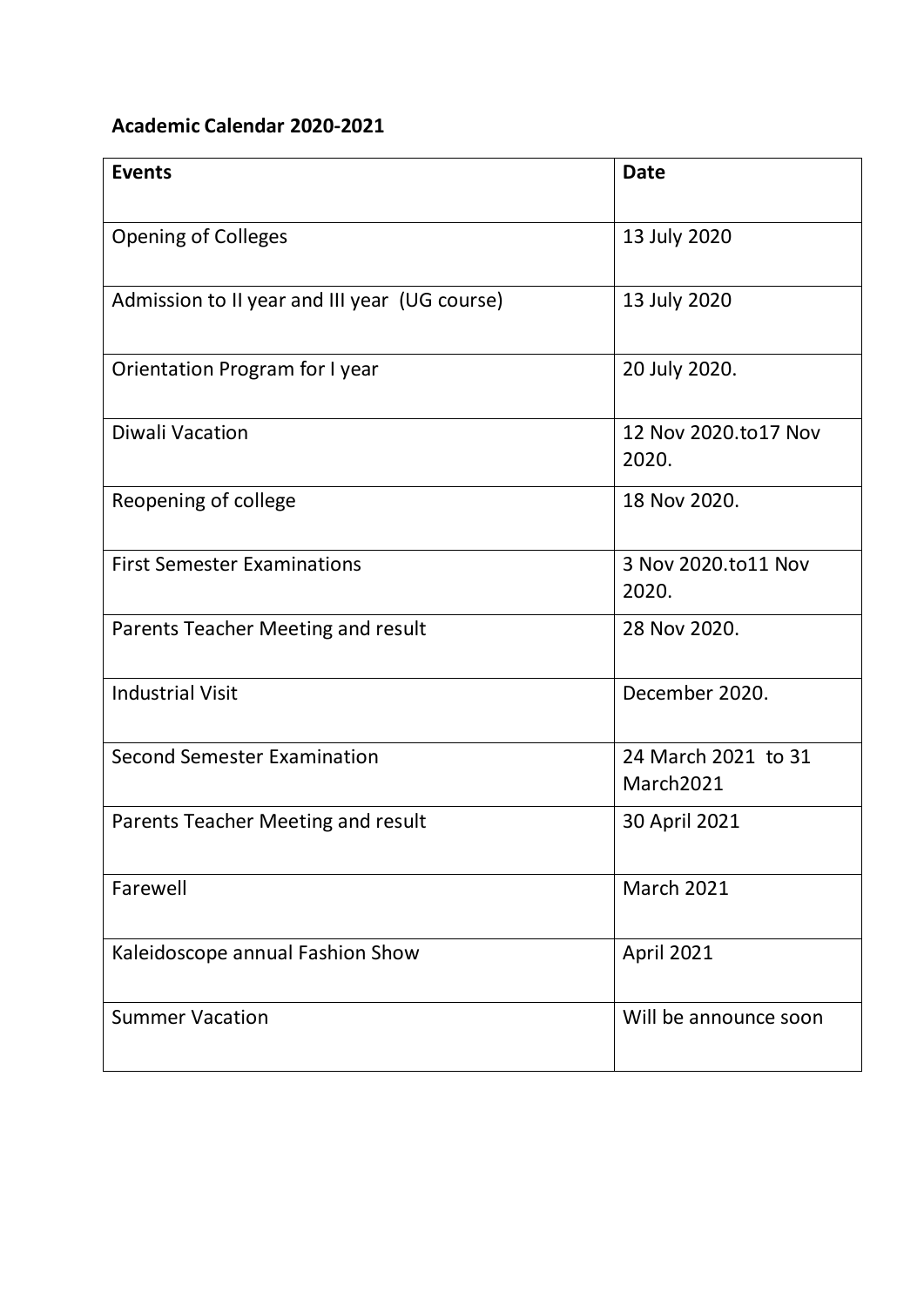**Academic Calendar 2020-2021**

| Events | Date |
|---|---|
| Opening of Colleges | 13 July 2020 |
| Admission to II year and III year (UG course) | 13 July 2020 |
| Orientation Program for I year | 20 July 2020. |
| Diwali Vacation | 12 Nov 2020.to17 Nov 2020. |
| Reopening of college | 18 Nov 2020. |
| First Semester Examinations | 3 Nov 2020.to11 Nov 2020. |
| Parents Teacher Meeting and result | 28 Nov 2020. |
| Industrial Visit | December 2020. |
| Second Semester Examination | 24 March 2021 to 31 March2021 |
| Parents Teacher Meeting and result | 30 April 2021 |
| Farewell | March 2021 |
| Kaleidoscope annual Fashion Show | April 2021 |
| Summer Vacation | Will be announce soon |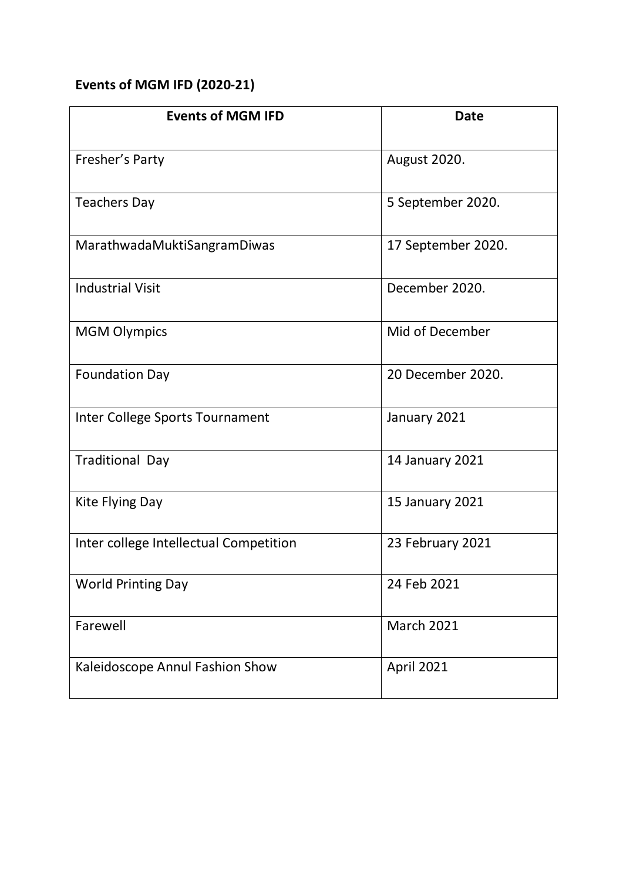**Events of MGM IFD (2020-21)**

| Events of MGM IFD | Date |
|---|---|
| Fresher's Party | August 2020. |
| Teachers Day | 5 September 2020. |
| MarathwadaMuktiSangramDiwas | 17 September 2020. |
| Industrial Visit | December 2020. |
| MGM Olympics | Mid of December |
| Foundation Day | 20 December 2020. |
| Inter College Sports Tournament | January 2021 |
| Traditional Day | 14 January 2021 |
| Kite Flying Day | 15 January 2021 |
| Inter college Intellectual Competition | 23 February 2021 |
| World Printing Day | 24 Feb 2021 |
| Farewell | March 2021 |
| Kaleidoscope Annul Fashion Show | April 2021 |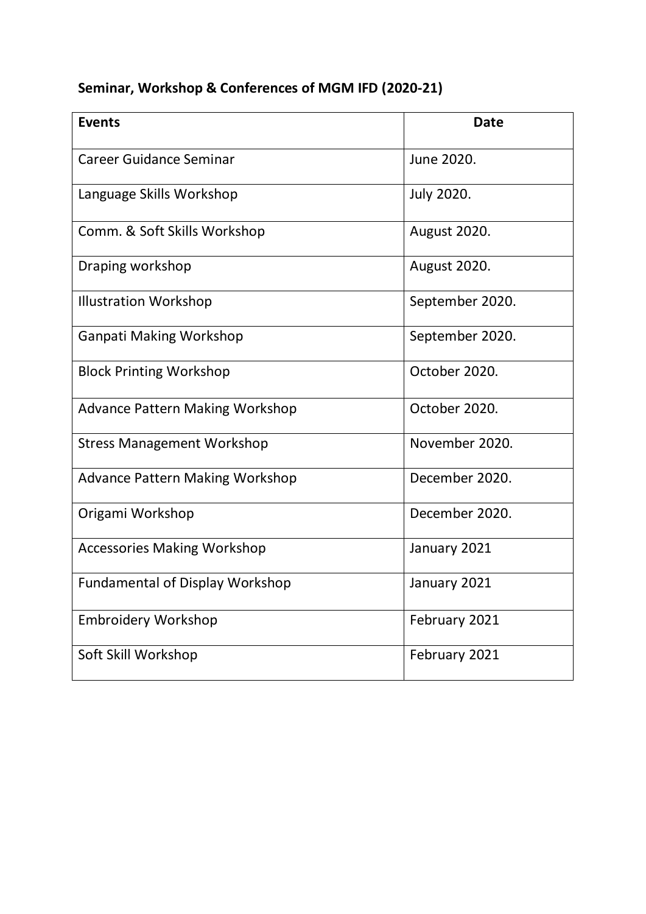**Seminar, Workshop & Conferences of MGM IFD (2020-21)**

| Events | Date |
| --- | --- |
| Career Guidance Seminar | June 2020. |
| Language Skills Workshop | July 2020. |
| Comm. & Soft Skills Workshop | August 2020. |
| Draping workshop | August 2020. |
| Illustration Workshop | September 2020. |
| Ganpati Making Workshop | September 2020. |
| Block Printing Workshop | October 2020. |
| Advance Pattern Making Workshop | October 2020. |
| Stress Management Workshop | November 2020. |
| Advance Pattern Making Workshop | December 2020. |
| Origami Workshop | December 2020. |
| Accessories Making Workshop | January 2021 |
| Fundamental of Display Workshop | January 2021 |
| Embroidery Workshop | February 2021 |
| Soft Skill Workshop | February 2021 |